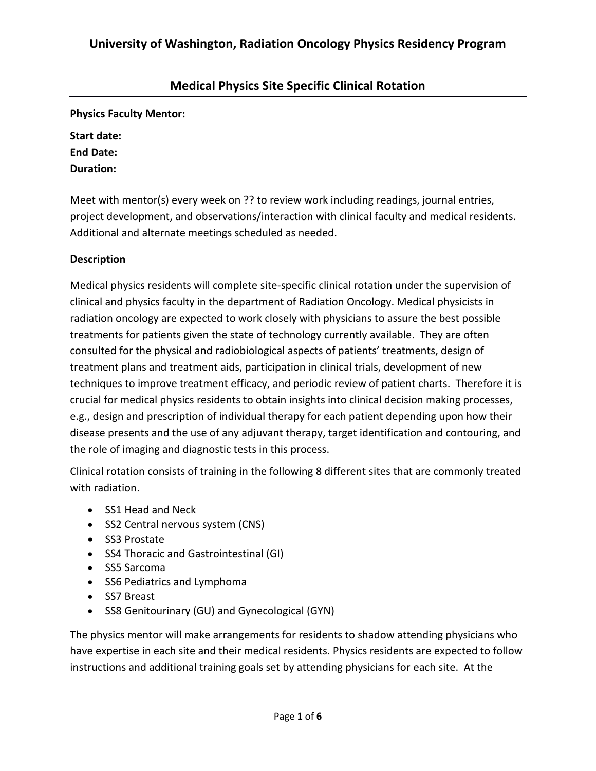# University of Washington, Radiation Oncology Physics Residency Program

## Medical Physics Site Specific Clinical Rotation

**Physics Faculty Mentor:**

**Start date:**
**End Date:**
**Duration:**

Meet with mentor(s) every week on ?? to review work including readings, journal entries, project development, and observations/interaction with clinical faculty and medical residents. Additional and alternate meetings scheduled as needed.

**Description**

Medical physics residents will complete site-specific clinical rotation under the supervision of clinical and physics faculty in the department of Radiation Oncology. Medical physicists in radiation oncology are expected to work closely with physicians to assure the best possible treatments for patients given the state of technology currently available. They are often consulted for the physical and radiobiological aspects of patients' treatments, design of treatment plans and treatment aids, participation in clinical trials, development of new techniques to improve treatment efficacy, and periodic review of patient charts. Therefore it is crucial for medical physics residents to obtain insights into clinical decision making processes, e.g., design and prescription of individual therapy for each patient depending upon how their disease presents and the use of any adjuvant therapy, target identification and contouring, and the role of imaging and diagnostic tests in this process.

Clinical rotation consists of training in the following 8 different sites that are commonly treated with radiation.

- SS1 Head and Neck
- SS2 Central nervous system (CNS)
- SS3 Prostate
- SS4 Thoracic and Gastrointestinal (GI)
- SS5 Sarcoma
- SS6 Pediatrics and Lymphoma
- SS7 Breast
- SS8 Genitourinary (GU) and Gynecological (GYN)

The physics mentor will make arrangements for residents to shadow attending physicians who have expertise in each site and their medical residents. Physics residents are expected to follow instructions and additional training goals set by attending physicians for each site. At the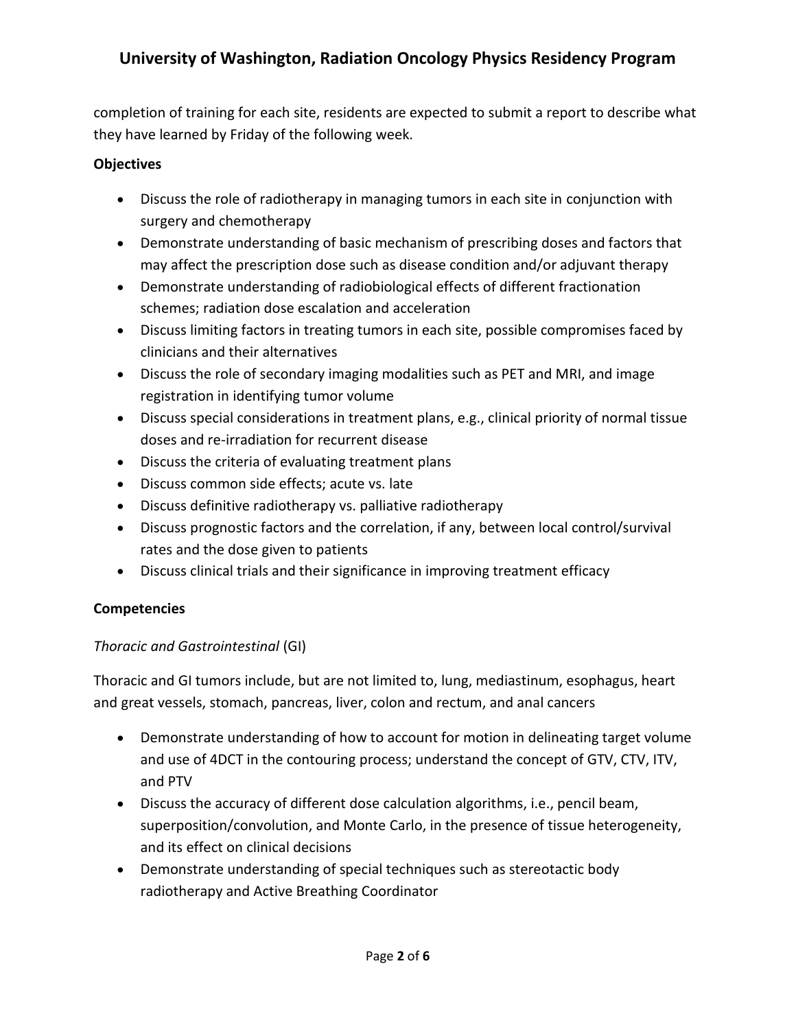completion of training for each site, residents are expected to submit a report to describe what they have learned by Friday of the following week.

**Objectives**

- Discuss the role of radiotherapy in managing tumors in each site in conjunction with surgery and chemotherapy
- Demonstrate understanding of basic mechanism of prescribing doses and factors that may affect the prescription dose such as disease condition and/or adjuvant therapy
- Demonstrate understanding of radiobiological effects of different fractionation schemes; radiation dose escalation and acceleration
- Discuss limiting factors in treating tumors in each site, possible compromises faced by clinicians and their alternatives
- Discuss the role of secondary imaging modalities such as PET and MRI, and image registration in identifying tumor volume
- Discuss special considerations in treatment plans, e.g., clinical priority of normal tissue doses and re-irradiation for recurrent disease
- Discuss the criteria of evaluating treatment plans
- Discuss common side effects; acute vs. late
- Discuss definitive radiotherapy vs. palliative radiotherapy
- Discuss prognostic factors and the correlation, if any, between local control/survival rates and the dose given to patients
- Discuss clinical trials and their significance in improving treatment efficacy

**Competencies**

*Thoracic and Gastrointestinal* (GI)

Thoracic and GI tumors include, but are not limited to, lung, mediastinum, esophagus, heart and great vessels, stomach, pancreas, liver, colon and rectum, and anal cancers

- Demonstrate understanding of how to account for motion in delineating target volume and use of 4DCT in the contouring process; understand the concept of GTV, CTV, ITV, and PTV
- Discuss the accuracy of different dose calculation algorithms, i.e., pencil beam, superposition/convolution, and Monte Carlo, in the presence of tissue heterogeneity, and its effect on clinical decisions
- Demonstrate understanding of special techniques such as stereotactic body radiotherapy and Active Breathing Coordinator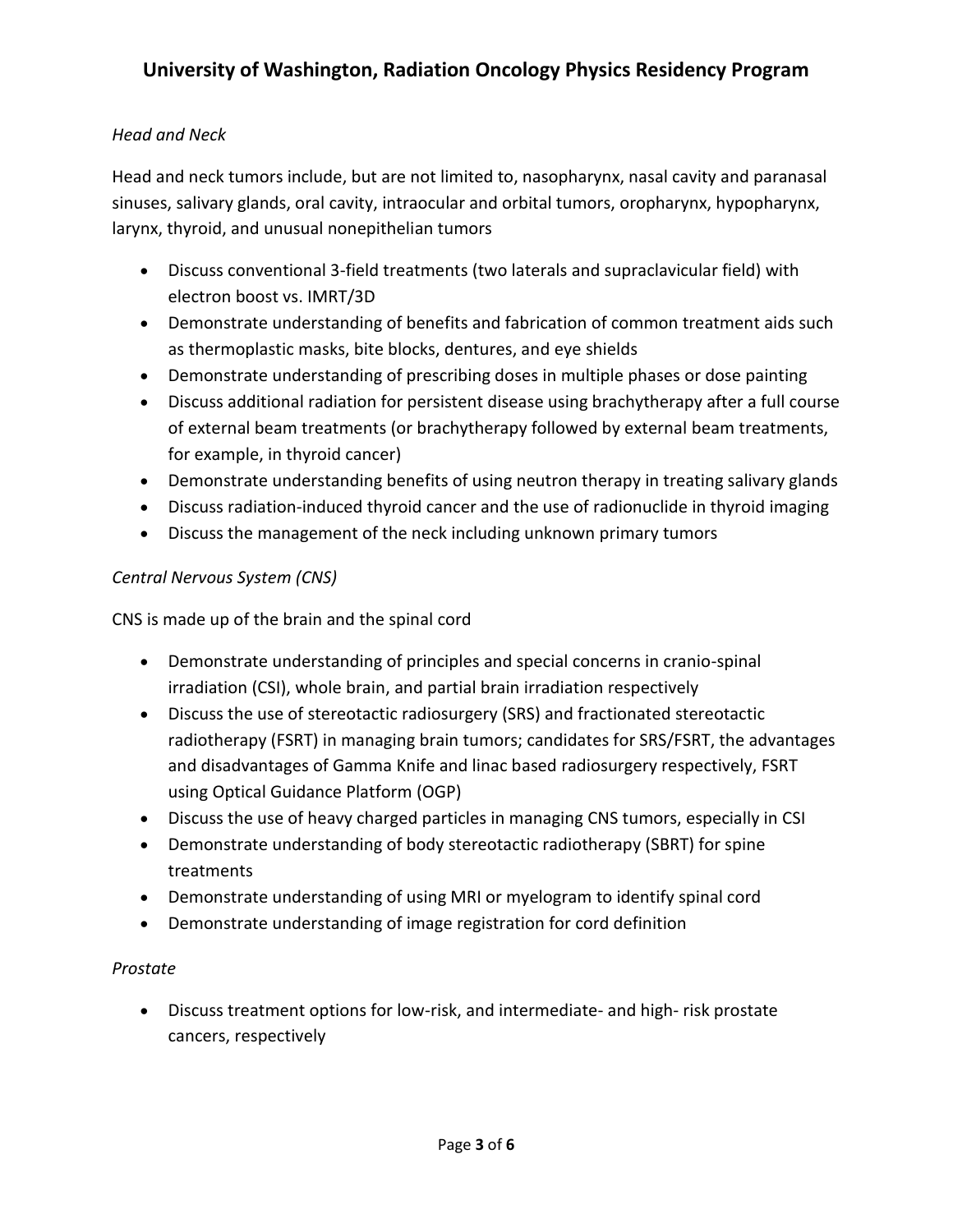*Head and Neck*

Head and neck tumors include, but are not limited to, nasopharynx, nasal cavity and paranasal sinuses, salivary glands, oral cavity, intraocular and orbital tumors, oropharynx, hypopharynx, larynx, thyroid, and unusual nonepithelian tumors

- Discuss conventional 3-field treatments (two laterals and supraclavicular field) with electron boost vs. IMRT/3D
- Demonstrate understanding of benefits and fabrication of common treatment aids such as thermoplastic masks, bite blocks, dentures, and eye shields
- Demonstrate understanding of prescribing doses in multiple phases or dose painting
- Discuss additional radiation for persistent disease using brachytherapy after a full course of external beam treatments (or brachytherapy followed by external beam treatments, for example, in thyroid cancer)
- Demonstrate understanding benefits of using neutron therapy in treating salivary glands
- Discuss radiation-induced thyroid cancer and the use of radionuclide in thyroid imaging
- Discuss the management of the neck including unknown primary tumors

*Central Nervous System (CNS)*

CNS is made up of the brain and the spinal cord

- Demonstrate understanding of principles and special concerns in cranio-spinal irradiation (CSI), whole brain, and partial brain irradiation respectively
- Discuss the use of stereotactic radiosurgery (SRS) and fractionated stereotactic radiotherapy (FSRT) in managing brain tumors; candidates for SRS/FSRT, the advantages and disadvantages of Gamma Knife and linac based radiosurgery respectively, FSRT using Optical Guidance Platform (OGP)
- Discuss the use of heavy charged particles in managing CNS tumors, especially in CSI
- Demonstrate understanding of body stereotactic radiotherapy (SBRT) for spine treatments
- Demonstrate understanding of using MRI or myelogram to identify spinal cord
- Demonstrate understanding of image registration for cord definition

*Prostate*

- Discuss treatment options for low-risk, and intermediate- and high- risk prostate cancers, respectively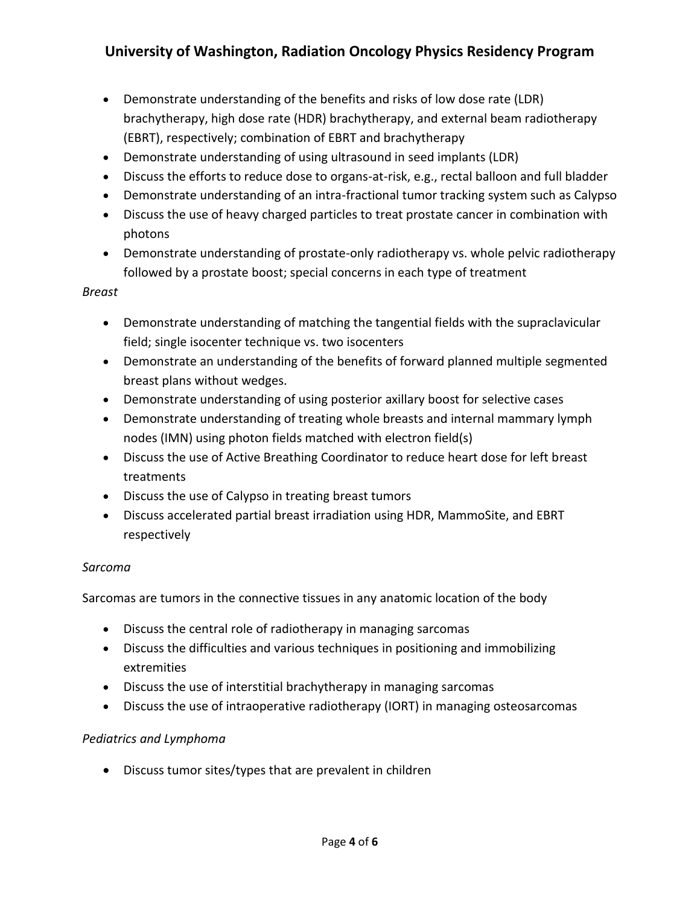- Demonstrate understanding of the benefits and risks of low dose rate (LDR) brachytherapy, high dose rate (HDR) brachytherapy, and external beam radiotherapy (EBRT), respectively; combination of EBRT and brachytherapy
- Demonstrate understanding of using ultrasound in seed implants (LDR)
- Discuss the efforts to reduce dose to organs-at-risk, e.g., rectal balloon and full bladder
- Demonstrate understanding of an intra-fractional tumor tracking system such as Calypso
- Discuss the use of heavy charged particles to treat prostate cancer in combination with photons
- Demonstrate understanding of prostate-only radiotherapy vs. whole pelvic radiotherapy followed by a prostate boost; special concerns in each type of treatment

*Breast*

- Demonstrate understanding of matching the tangential fields with the supraclavicular field; single isocenter technique vs. two isocenters
- Demonstrate an understanding of the benefits of forward planned multiple segmented breast plans without wedges.
- Demonstrate understanding of using posterior axillary boost for selective cases
- Demonstrate understanding of treating whole breasts and internal mammary lymph nodes (IMN) using photon fields matched with electron field(s)
- Discuss the use of Active Breathing Coordinator to reduce heart dose for left breast treatments
- Discuss the use of Calypso in treating breast tumors
- Discuss accelerated partial breast irradiation using HDR, MammoSite, and EBRT respectively

*Sarcoma*

Sarcomas are tumors in the connective tissues in any anatomic location of the body

- Discuss the central role of radiotherapy in managing sarcomas
- Discuss the difficulties and various techniques in positioning and immobilizing extremities
- Discuss the use of interstitial brachytherapy in managing sarcomas
- Discuss the use of intraoperative radiotherapy (IORT) in managing osteosarcomas

*Pediatrics and Lymphoma*

- Discuss tumor sites/types that are prevalent in children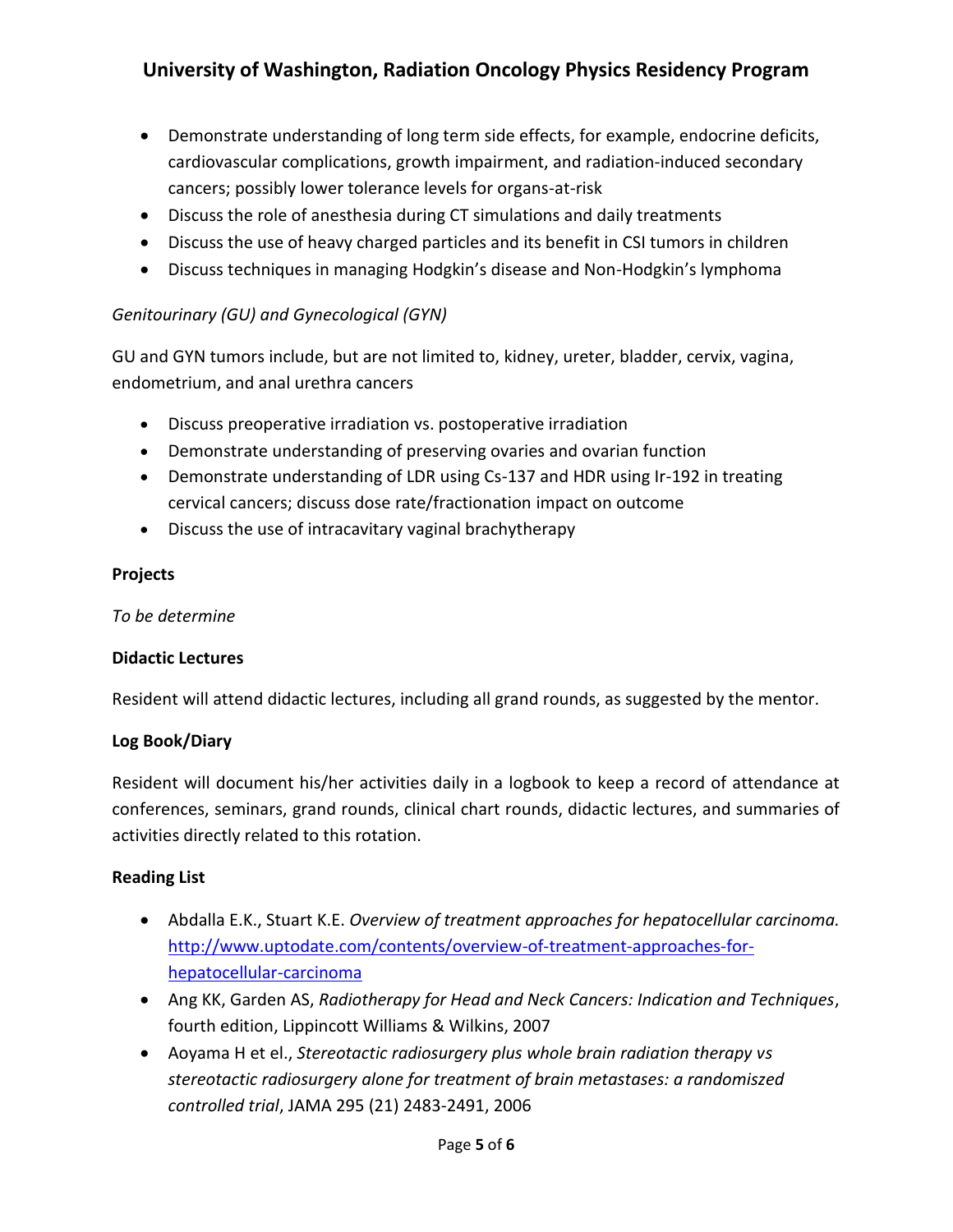- Demonstrate understanding of long term side effects, for example, endocrine deficits, cardiovascular complications, growth impairment, and radiation-induced secondary cancers; possibly lower tolerance levels for organs-at-risk
- Discuss the role of anesthesia during CT simulations and daily treatments
- Discuss the use of heavy charged particles and its benefit in CSI tumors in children
- Discuss techniques in managing Hodgkin's disease and Non-Hodgkin's lymphoma

*Genitourinary (GU) and Gynecological (GYN)*

GU and GYN tumors include, but are not limited to, kidney, ureter, bladder, cervix, vagina, endometrium, and anal urethra cancers

- Discuss preoperative irradiation vs. postoperative irradiation
- Demonstrate understanding of preserving ovaries and ovarian function
- Demonstrate understanding of LDR using Cs-137 and HDR using Ir-192 in treating cervical cancers; discuss dose rate/fractionation impact on outcome
- Discuss the use of intracavitary vaginal brachytherapy

**Projects**

*To be determine*

**Didactic Lectures**

Resident will attend didactic lectures, including all grand rounds, as suggested by the mentor.

**Log Book/Diary**

Resident will document his/her activities daily in a logbook to keep a record of attendance at conferences, seminars, grand rounds, clinical chart rounds, didactic lectures, and summaries of activities directly related to this rotation.

**Reading List**

- Abdalla E.K., Stuart K.E. *Overview of treatment approaches for hepatocellular carcinoma.* http://www.uptodate.com/contents/overview-of-treatment-approaches-for-hepatocellular-carcinoma
- Ang KK, Garden AS, *Radiotherapy for Head and Neck Cancers: Indication and Techniques*, fourth edition, Lippincott Williams & Wilkins, 2007
- Aoyama H et el., *Stereotactic radiosurgery plus whole brain radiation therapy vs stereotactic radiosurgery alone for treatment of brain metastases: a randomiszed controlled trial*, JAMA 295 (21) 2483-2491, 2006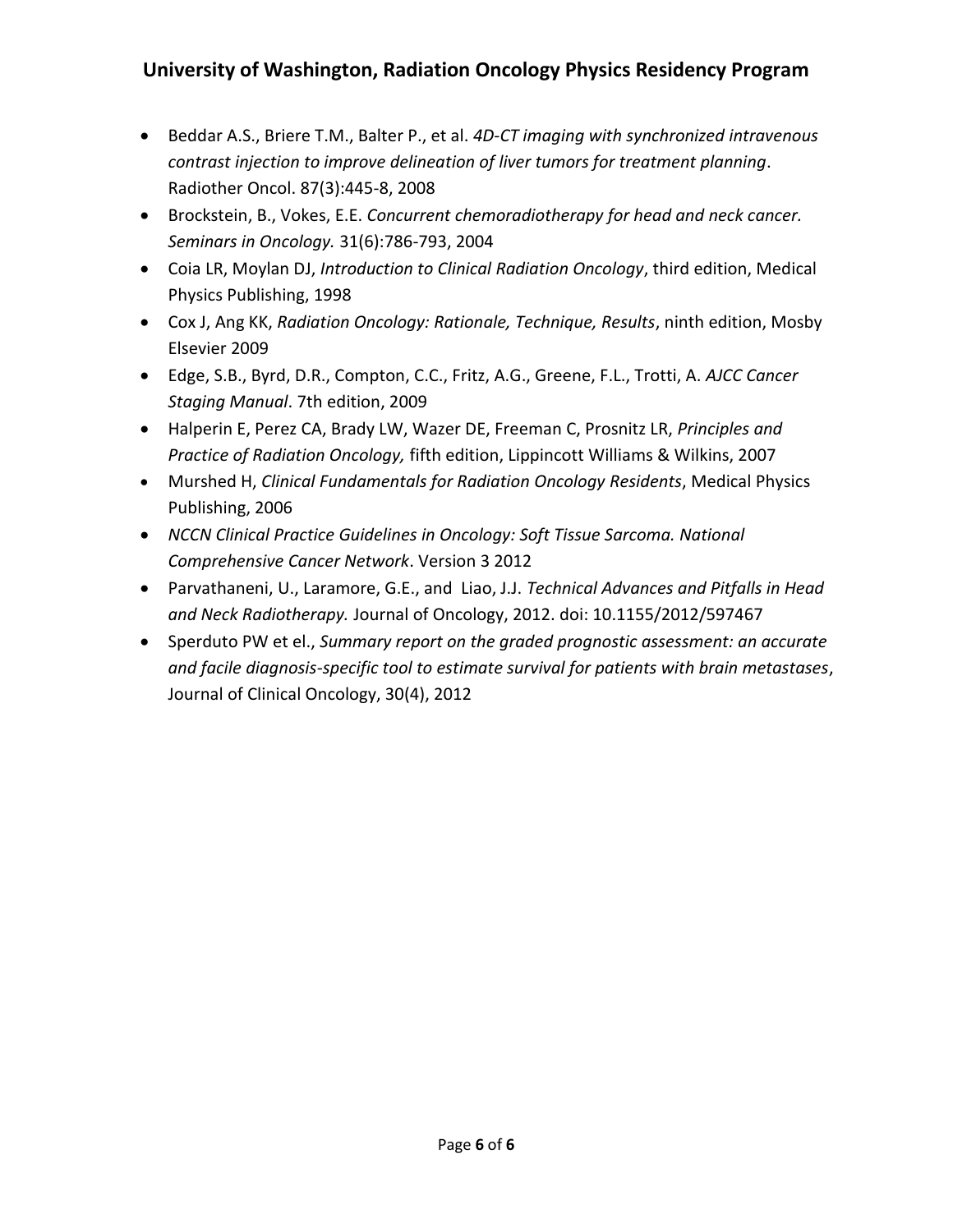- Beddar A.S., Briere T.M., Balter P., et al. *4D-CT imaging with synchronized intravenous contrast injection to improve delineation of liver tumors for treatment planning*. Radiother Oncol. 87(3):445-8, 2008
- Brockstein, B., Vokes, E.E. *Concurrent chemoradiotherapy for head and neck cancer. Seminars in Oncology.* 31(6):786-793, 2004
- Coia LR, Moylan DJ, *Introduction to Clinical Radiation Oncology*, third edition, Medical Physics Publishing, 1998
- Cox J, Ang KK, *Radiation Oncology: Rationale, Technique, Results*, ninth edition, Mosby Elsevier 2009
- Edge, S.B., Byrd, D.R., Compton, C.C., Fritz, A.G., Greene, F.L., Trotti, A. *AJCC Cancer Staging Manual*. 7th edition, 2009
- Halperin E, Perez CA, Brady LW, Wazer DE, Freeman C, Prosnitz LR, *Principles and Practice of Radiation Oncology,* fifth edition, Lippincott Williams & Wilkins, 2007
- Murshed H, *Clinical Fundamentals for Radiation Oncology Residents*, Medical Physics Publishing, 2006
- *NCCN Clinical Practice Guidelines in Oncology: Soft Tissue Sarcoma. National Comprehensive Cancer Network*. Version 3 2012
- Parvathaneni, U., Laramore, G.E., and Liao, J.J. *Technical Advances and Pitfalls in Head and Neck Radiotherapy.* Journal of Oncology, 2012. doi: 10.1155/2012/597467
- Sperduto PW et el., *Summary report on the graded prognostic assessment: an accurate and facile diagnosis-specific tool to estimate survival for patients with brain metastases*, Journal of Clinical Oncology, 30(4), 2012